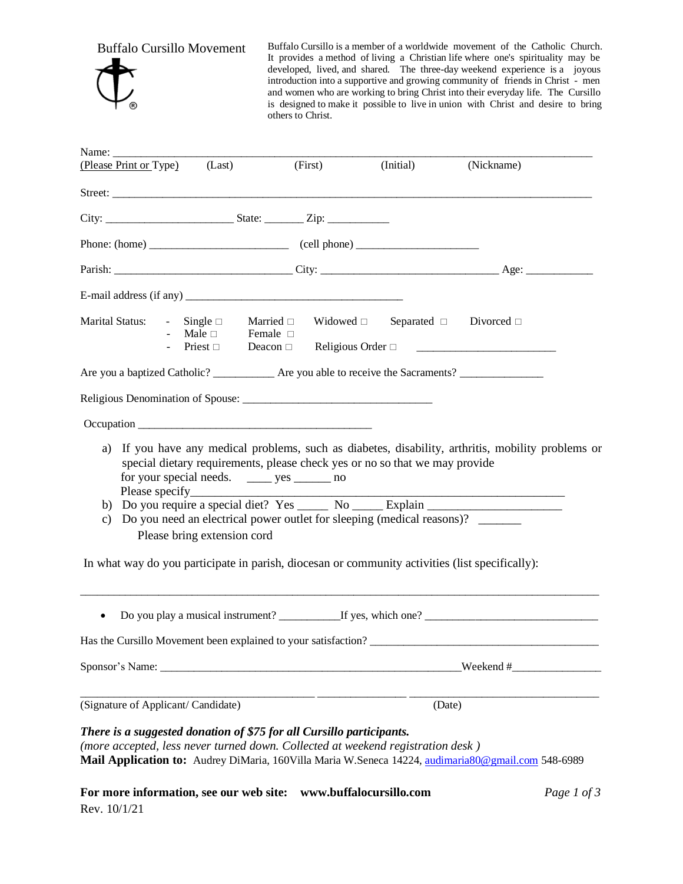# Buffalo Cursillo Movement

Buffalo Cursillo is a member of a worldwide movement of the Catholic Church. It provides a method of living a Christian life where one's spirituality may be developed, lived, and shared. The three-day weekend experience is a joyous introduction into a supportive and growing community of friends in Christ - men and women who are working to bring Christ into their everyday life. The Cursillo is designed to make it possible to live in union with Christ and desire to bring others to Christ.

Name: ___________________________________________________________________________

(Please Print or Type) (Last) (First) (Initial) (Nickname)

Street: ___________________________________________________________________________

City: ______________________ State: _______ Zip: ___________

Phone: (home) ________________________ (cell phone) _____________________

Parish: _______________________________ City: _______________________________ Age: ____________

E-mail address (if any) ________________________________________

Marital Status:
- Single □ Married □ Widowed □ Separated □ Divorced □
- Male □ Female □
- Priest □ Deacon □ Religious Order □ ________________________

Are you a baptized Catholic? ___________ Are you able to receive the Sacraments? _______________

Religious Denomination of Spouse: _________________________________

Occupation _________________________________________

a) If you have any medical problems, such as diabetes, disability, arthritis, mobility problems or special dietary requirements, please check yes or no so that we may provide for your special needs. ____ yes ______ no
   Please specify_______________________________________________________________
b) Do you require a special diet? Yes _____ No _____ Explain ______________________
c) Do you need an electrical power outlet for sleeping (medical reasons)? _______
   Please bring extension cord

In what way do you participate in parish, diocesan or community activities (list specifically):

_____________________________________________________________________________________

- Do you play a musical instrument? ___________If yes, which one? _______________________________

Has the Cursillo Movement been explained to your satisfaction? ________________________________________

Sponsor's Name: _____________________________________________________Weekend #_______________

_________________________________________ _______________ _________________________________

(Signature of Applicant/ Candidate) (Date)

***There is a suggested donation of $75 for all Cursillo participants.***

*(more accepted, less never turned down. Collected at weekend registration desk )*

**Mail Application to:** Audrey DiMaria, 160Villa Maria W.Seneca 14224, audimaria80@gmail.com 548-6989

**For more information, see our web site: www.buffalocursillo.com**

Rev. 10/1/21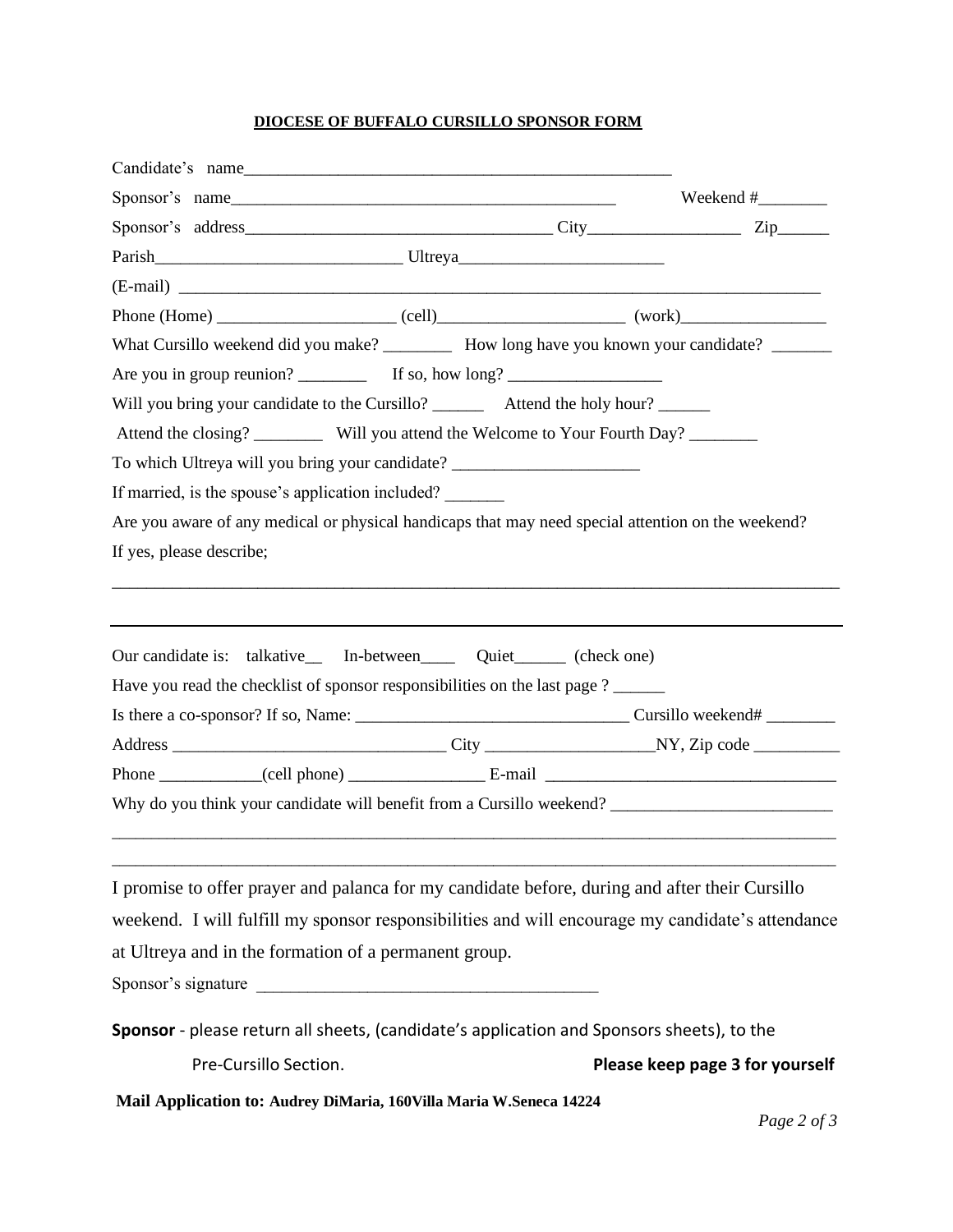**DIOCESE OF BUFFALO CURSILLO SPONSOR FORM**

Candidate's name_____________________________________________________

Sponsor's name_______________________________________________ Weekend #________

Sponsor's address____________________________________ City__________________ Zip______

Parish_____________________________ Ultreya________________________

(E-mail) ___________________________________________________________________________

Phone (Home) _____________________ (cell)______________________ (work)_________________

What Cursillo weekend did you make? ________ How long have you known your candidate? _______

Are you in group reunion? ________ If so, how long? __________________

Will you bring your candidate to the Cursillo? ______ Attend the holy hour? ______

Attend the closing? ________ Will you attend the Welcome to Your Fourth Day? ________

To which Ultreya will you bring your candidate? ______________________

If married, is the spouse's application included? _______

Are you aware of any medical or physical handicaps that may need special attention on the weekend?

If yes, please describe;

_____________________________________________________________________________________

---

Our candidate is: talkative__ In-between____ Quiet______ (check one)

Have you read the checklist of sponsor responsibilities on the last page ? ______

Is there a co-sponsor? If so, Name: ________________________________ Cursillo weekend# ________

Address ________________________________ City ____________________NY, Zip code __________

Phone ____________(cell phone) ________________ E-mail __________________________________

Why do you think your candidate will benefit from a Cursillo weekend? _________________________

_____________________________________________________________________________________

_____________________________________________________________________________________

I promise to offer prayer and palanca for my candidate before, during and after their Cursillo weekend. I will fulfill my sponsor responsibilities and will encourage my candidate's attendance at Ultreya and in the formation of a permanent group.

Sponsor's signature _________________________________________

**Sponsor** - please return all sheets, (candidate's application and Sponsors sheets), to the Pre-Cursillo Section. **Please keep page 3 for yourself**

**Mail Application to: Audrey DiMaria, 160Villa Maria W.Seneca 14224**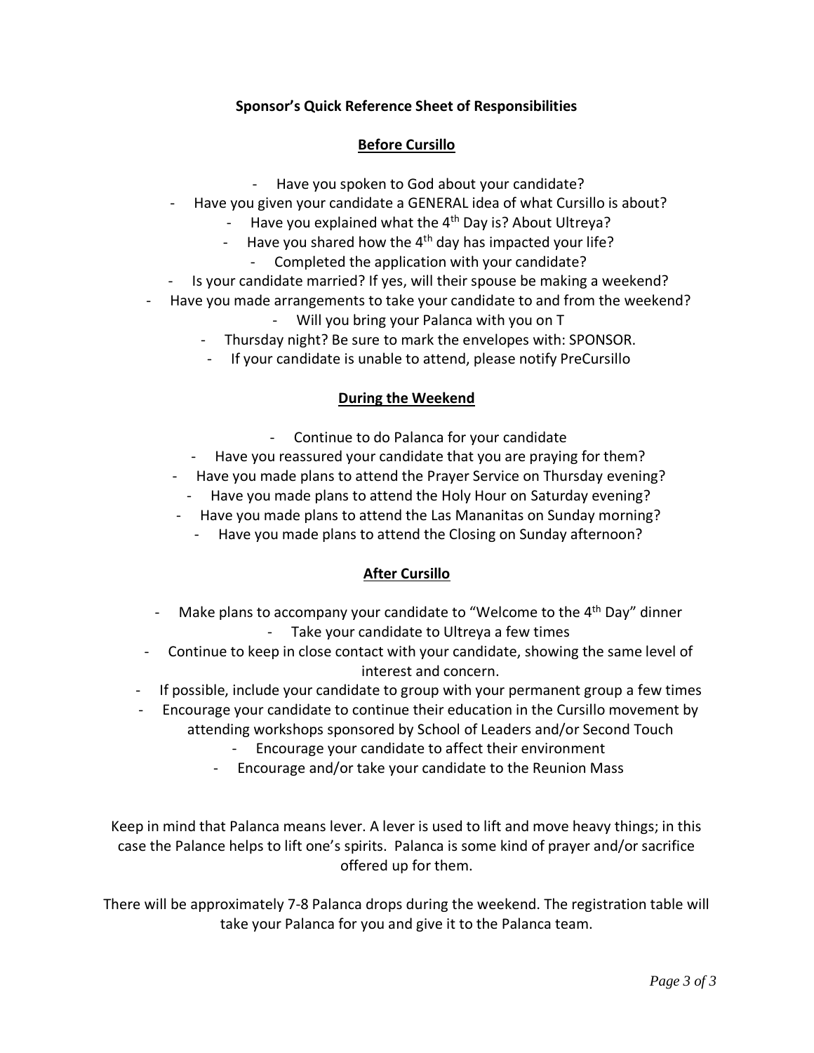**Sponsor's Quick Reference Sheet of Responsibilities**

**Before Cursillo**

- Have you spoken to God about your candidate?
- Have you given your candidate a GENERAL idea of what Cursillo is about?
- Have you explained what the 4th Day is? About Ultreya?
- Have you shared how the 4th day has impacted your life?
- Completed the application with your candidate?
- Is your candidate married? If yes, will their spouse be making a weekend?
- Have you made arrangements to take your candidate to and from the weekend?
- Will you bring your Palanca with you on T
- Thursday night? Be sure to mark the envelopes with: SPONSOR.
- If your candidate is unable to attend, please notify PreCursillo

**During the Weekend**

- Continue to do Palanca for your candidate
- Have you reassured your candidate that you are praying for them?
- Have you made plans to attend the Prayer Service on Thursday evening?
- Have you made plans to attend the Holy Hour on Saturday evening?
- Have you made plans to attend the Las Mananitas on Sunday morning?
- Have you made plans to attend the Closing on Sunday afternoon?

**After Cursillo**

- Make plans to accompany your candidate to "Welcome to the 4th Day" dinner
- Take your candidate to Ultreya a few times
- Continue to keep in close contact with your candidate, showing the same level of interest and concern.
- If possible, include your candidate to group with your permanent group a few times
- Encourage your candidate to continue their education in the Cursillo movement by attending workshops sponsored by School of Leaders and/or Second Touch
- Encourage your candidate to affect their environment
- Encourage and/or take your candidate to the Reunion Mass

Keep in mind that Palanca means lever. A lever is used to lift and move heavy things; in this case the Palance helps to lift one's spirits. Palanca is some kind of prayer and/or sacrifice offered up for them.

There will be approximately 7-8 Palanca drops during the weekend. The registration table will take your Palanca for you and give it to the Palanca team.